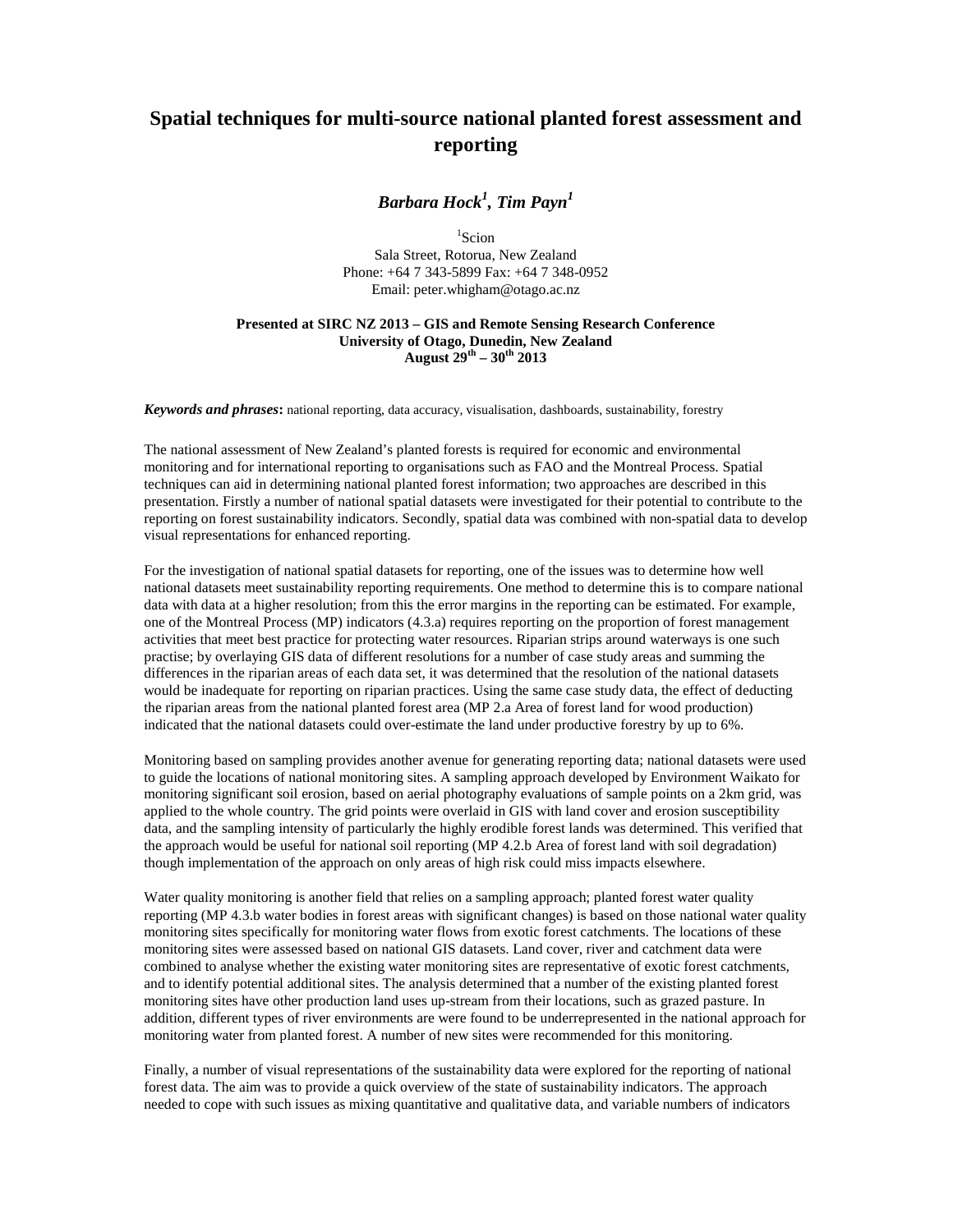# Spatial techniques for multi-source national planted forest assessment and reporting

***Barbara Hock[1], Tim Payn[1]***

[1]Scion
Sala Street, Rotorua, New Zealand
Phone: +64 7 343-5899 Fax: +64 7 348-0952
Email: peter.whigham@otago.ac.nz

**Presented at SIRC NZ 2013 – GIS and Remote Sensing Research Conference**
**University of Otago, Dunedin, New Zealand**
**August 29th – 30th 2013**

***Keywords and phrases*:** national reporting, data accuracy, visualisation, dashboards, sustainability, forestry

The national assessment of New Zealand's planted forests is required for economic and environmental monitoring and for international reporting to organisations such as FAO and the Montreal Process. Spatial techniques can aid in determining national planted forest information; two approaches are described in this presentation. Firstly a number of national spatial datasets were investigated for their potential to contribute to the reporting on forest sustainability indicators. Secondly, spatial data was combined with non-spatial data to develop visual representations for enhanced reporting.

For the investigation of national spatial datasets for reporting, one of the issues was to determine how well national datasets meet sustainability reporting requirements. One method to determine this is to compare national data with data at a higher resolution; from this the error margins in the reporting can be estimated. For example, one of the Montreal Process (MP) indicators (4.3.a) requires reporting on the proportion of forest management activities that meet best practice for protecting water resources. Riparian strips around waterways is one such practise; by overlaying GIS data of different resolutions for a number of case study areas and summing the differences in the riparian areas of each data set, it was determined that the resolution of the national datasets would be inadequate for reporting on riparian practices. Using the same case study data, the effect of deducting the riparian areas from the national planted forest area (MP 2.a Area of forest land for wood production) indicated that the national datasets could over-estimate the land under productive forestry by up to 6%.

Monitoring based on sampling provides another avenue for generating reporting data; national datasets were used to guide the locations of national monitoring sites. A sampling approach developed by Environment Waikato for monitoring significant soil erosion, based on aerial photography evaluations of sample points on a 2km grid, was applied to the whole country. The grid points were overlaid in GIS with land cover and erosion susceptibility data, and the sampling intensity of particularly the highly erodible forest lands was determined. This verified that the approach would be useful for national soil reporting (MP 4.2.b Area of forest land with soil degradation) though implementation of the approach on only areas of high risk could miss impacts elsewhere.

Water quality monitoring is another field that relies on a sampling approach; planted forest water quality reporting (MP 4.3.b water bodies in forest areas with significant changes) is based on those national water quality monitoring sites specifically for monitoring water flows from exotic forest catchments. The locations of these monitoring sites were assessed based on national GIS datasets. Land cover, river and catchment data were combined to analyse whether the existing water monitoring sites are representative of exotic forest catchments, and to identify potential additional sites. The analysis determined that a number of the existing planted forest monitoring sites have other production land uses up-stream from their locations, such as grazed pasture. In addition, different types of river environments are were found to be underrepresented in the national approach for monitoring water from planted forest. A number of new sites were recommended for this monitoring.

Finally, a number of visual representations of the sustainability data were explored for the reporting of national forest data. The aim was to provide a quick overview of the state of sustainability indicators. The approach needed to cope with such issues as mixing quantitative and qualitative data, and variable numbers of indicators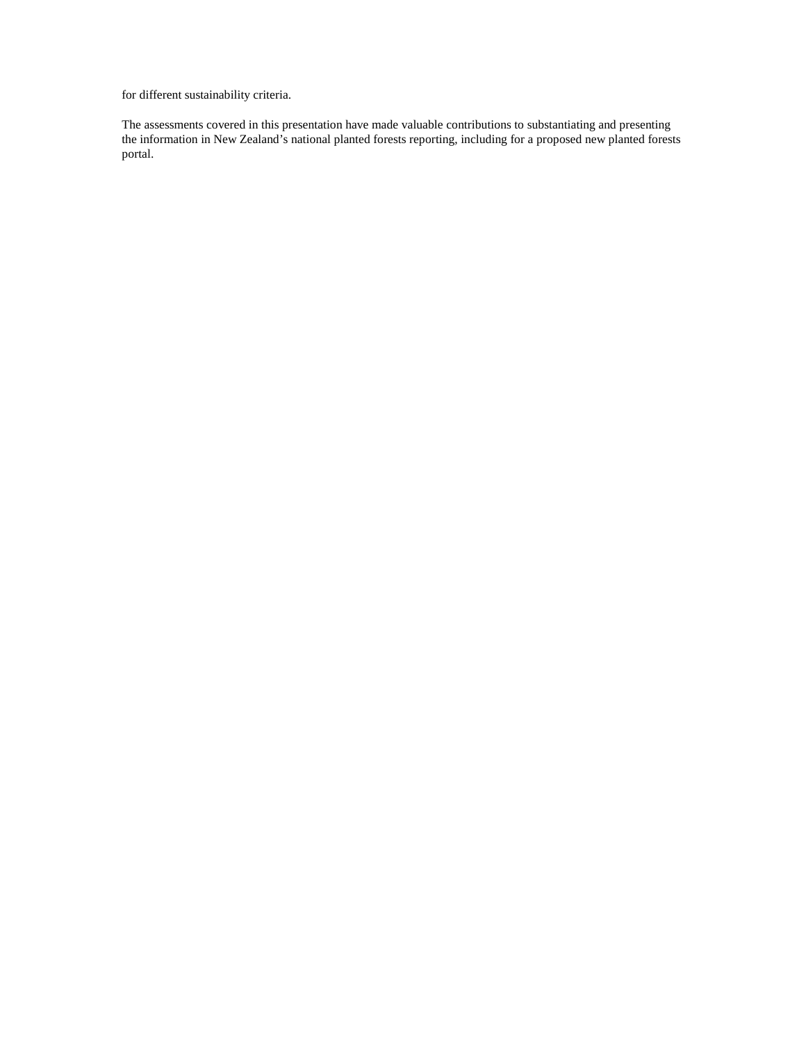for different sustainability criteria.

The assessments covered in this presentation have made valuable contributions to substantiating and presenting the information in New Zealand’s national planted forests reporting, including for a proposed new planted forests portal.